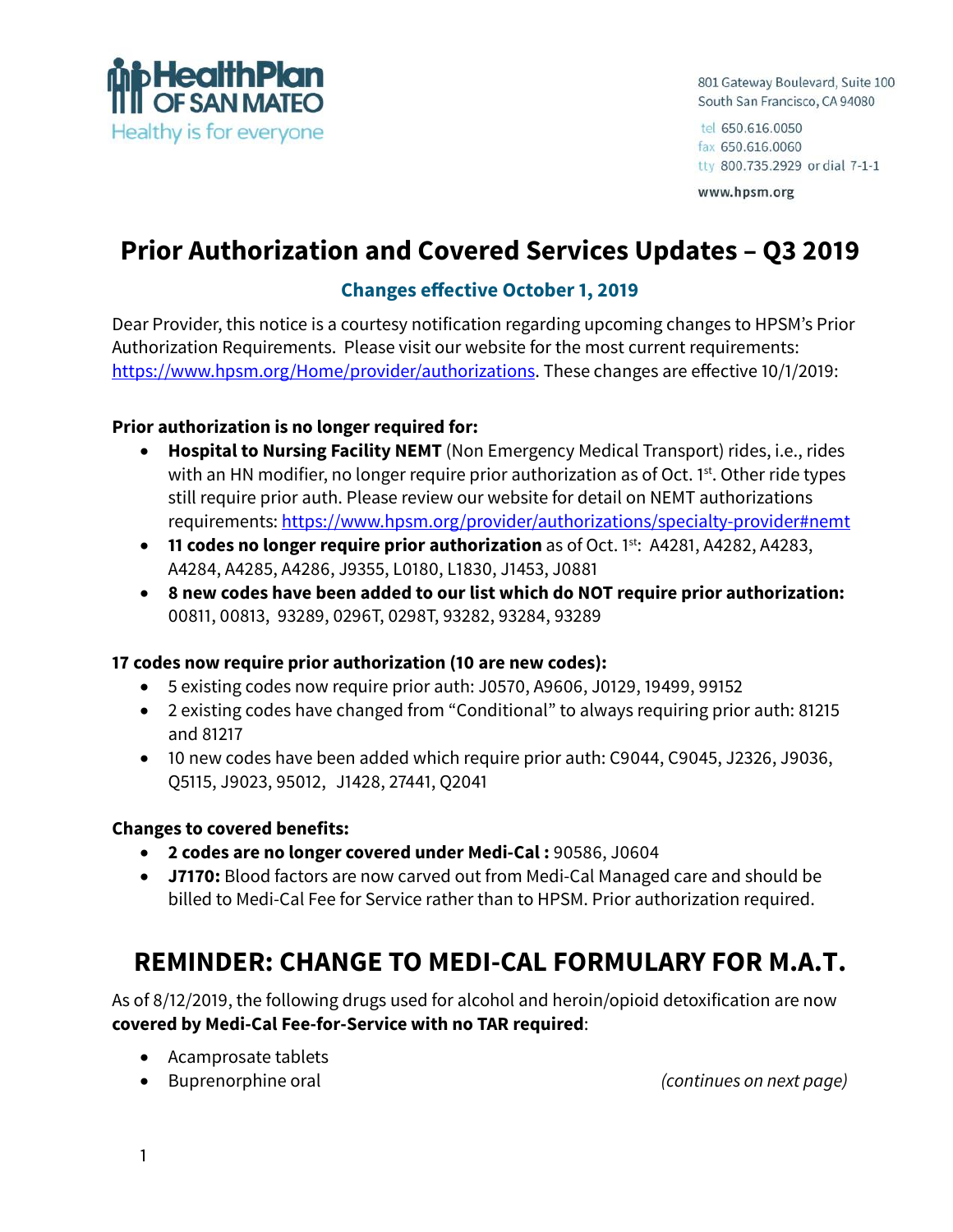HealthPlan OF SAN MATEO
Healthy is for everyone

801 Gateway Boulevard, Suite 100
South San Francisco, CA 94080

tel 650.616.0050
fax 650.616.0060
tty 800.735.2929 or dial 7-1-1

www.hpsm.org

# Prior Authorization and Covered Services Updates – Q3 2019

### Changes effective October 1, 2019

Dear Provider, this notice is a courtesy notification regarding upcoming changes to HPSM's Prior Authorization Requirements. Please visit our website for the most current requirements: https://www.hpsm.org/Home/provider/authorizations. These changes are effective 10/1/2019:

**Prior authorization is no longer required for:**

- **Hospital to Nursing Facility NEMT** (Non Emergency Medical Transport) rides, i.e., rides with an HN modifier, no longer require prior authorization as of Oct. 1st. Other ride types still require prior auth. Please review our website for detail on NEMT authorizations requirements: https://www.hpsm.org/provider/authorizations/specialty-provider#nemt
- **11 codes no longer require prior authorization** as of Oct. 1st: A4281, A4282, A4283, A4284, A4285, A4286, J9355, L0180, L1830, J1453, J0881
- **8 new codes have been added to our list which do NOT require prior authorization:** 00811, 00813, 93289, 0296T, 0298T, 93282, 93284, 93289

**17 codes now require prior authorization (10 are new codes):**

- 5 existing codes now require prior auth: J0570, A9606, J0129, 19499, 99152
- 2 existing codes have changed from "Conditional" to always requiring prior auth: 81215 and 81217
- 10 new codes have been added which require prior auth: C9044, C9045, J2326, J9036, Q5115, J9023, 95012, J1428, 27441, Q2041

**Changes to covered benefits:**

- **2 codes are no longer covered under Medi-Cal :** 90586, J0604
- **J7170:** Blood factors are now carved out from Medi-Cal Managed care and should be billed to Medi-Cal Fee for Service rather than to HPSM. Prior authorization required.

## REMINDER: CHANGE TO MEDI-CAL FORMULARY FOR M.A.T.

As of 8/12/2019, the following drugs used for alcohol and heroin/opioid detoxification are now **covered by Medi-Cal Fee-for-Service with no TAR required**:

- Acamprosate tablets
- Buprenorphine oral

*(continues on next page)*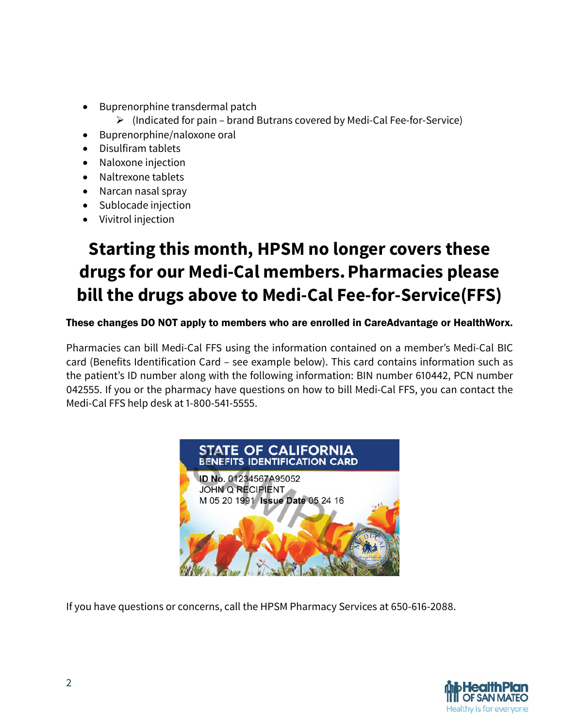- Buprenorphine transdermal patch
  - (Indicated for pain – brand Butrans covered by Medi-Cal Fee-for-Service)
- Buprenorphine/naloxone oral
- Disulfiram tablets
- Naloxone injection
- Naltrexone tablets
- Narcan nasal spray
- Sublocade injection
- Vivitrol injection

# Starting this month, HPSM no longer covers these drugs for our Medi-Cal members. Pharmacies please bill the drugs above to Medi-Cal Fee-for-Service(FFS)

**These changes DO NOT apply to members who are enrolled in CareAdvantage or HealthWorx.**

Pharmacies can bill Medi-Cal FFS using the information contained on a member's Medi-Cal BIC card (Benefits Identification Card – see example below). This card contains information such as the patient's ID number along with the following information: BIN number 610442, PCN number 042555. If you or the pharmacy have questions on how to bill Medi-Cal FFS, you can contact the Medi-Cal FFS help desk at 1-800-541-5555.

STATE OF CALIFORNIA
BENEFITS IDENTIFICATION CARD
ID No. 01234567A95052
JOHN Q RECIPIENT
M 05 20 1991 Issue Date 05 24 16
SAMPLE

If you have questions or concerns, call the HPSM Pharmacy Services at 650-616-2088.